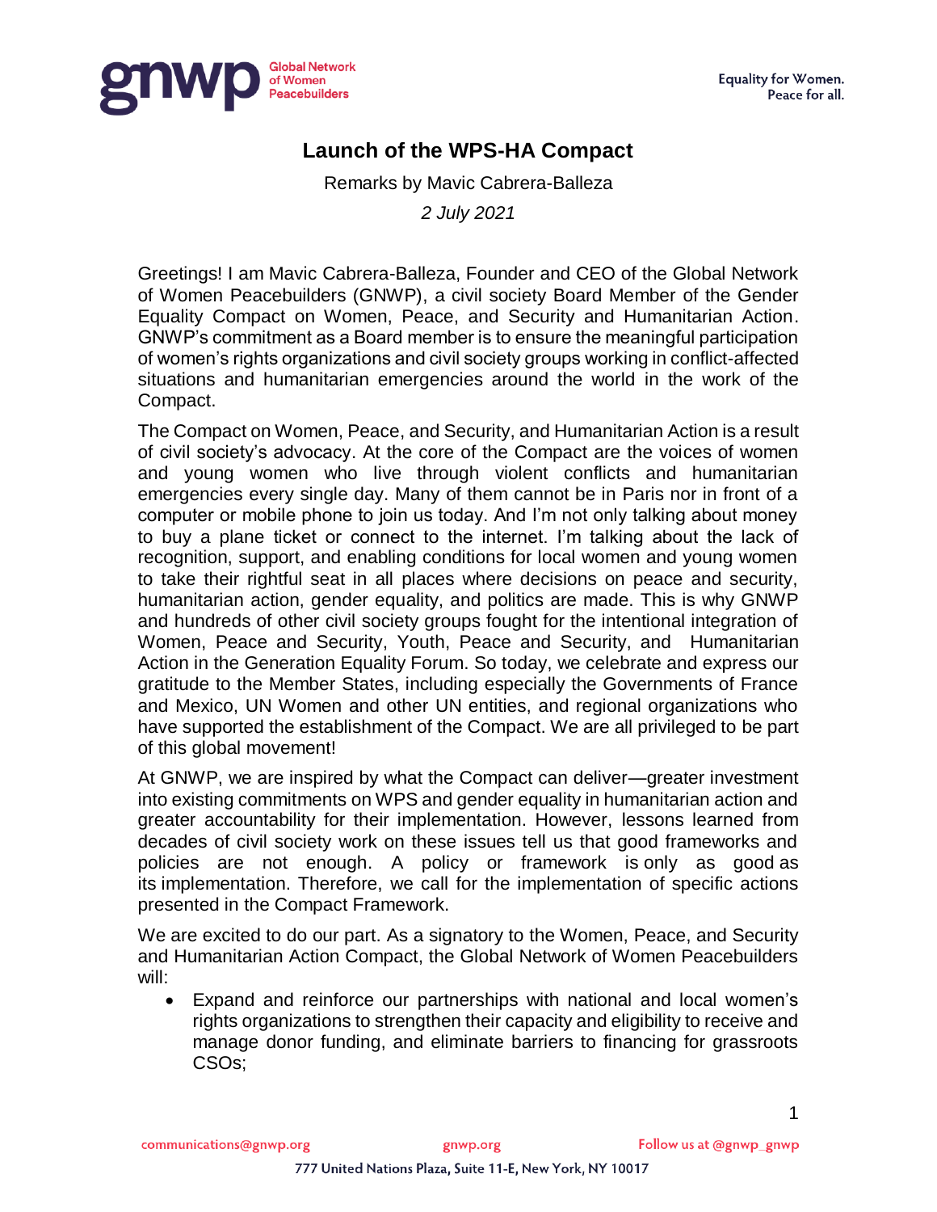# Launch of the WPS-HA Compact

Remarks by Mavic Cabrera-Balleza

*2 July 2021*

Greetings! I am Mavic Cabrera-Balleza, Founder and CEO of the Global Network of Women Peacebuilders (GNWP), a civil society Board Member of the Gender Equality Compact on Women, Peace, and Security and Humanitarian Action. GNWP's commitment as a Board member is to ensure the meaningful participation of women's rights organizations and civil society groups working in conflict-affected situations and humanitarian emergencies around the world in the work of the Compact.

The Compact on Women, Peace, and Security, and Humanitarian Action is a result of civil society's advocacy. At the core of the Compact are the voices of women and young women who live through violent conflicts and humanitarian emergencies every single day. Many of them cannot be in Paris nor in front of a computer or mobile phone to join us today. And I'm not only talking about money to buy a plane ticket or connect to the internet. I'm talking about the lack of recognition, support, and enabling conditions for local women and young women to take their rightful seat in all places where decisions on peace and security, humanitarian action, gender equality, and politics are made. This is why GNWP and hundreds of other civil society groups fought for the intentional integration of Women, Peace and Security, Youth, Peace and Security, and Humanitarian Action in the Generation Equality Forum. So today, we celebrate and express our gratitude to the Member States, including especially the Governments of France and Mexico, UN Women and other UN entities, and regional organizations who have supported the establishment of the Compact. We are all privileged to be part of this global movement!

At GNWP, we are inspired by what the Compact can deliver—greater investment into existing commitments on WPS and gender equality in humanitarian action and greater accountability for their implementation. However, lessons learned from decades of civil society work on these issues tell us that good frameworks and policies are not enough. A policy or framework is only as good as its implementation. Therefore, we call for the implementation of specific actions presented in the Compact Framework.

We are excited to do our part. As a signatory to the Women, Peace, and Security and Humanitarian Action Compact, the Global Network of Women Peacebuilders will:

- Expand and reinforce our partnerships with national and local women's rights organizations to strengthen their capacity and eligibility to receive and manage donor funding, and eliminate barriers to financing for grassroots CSOs;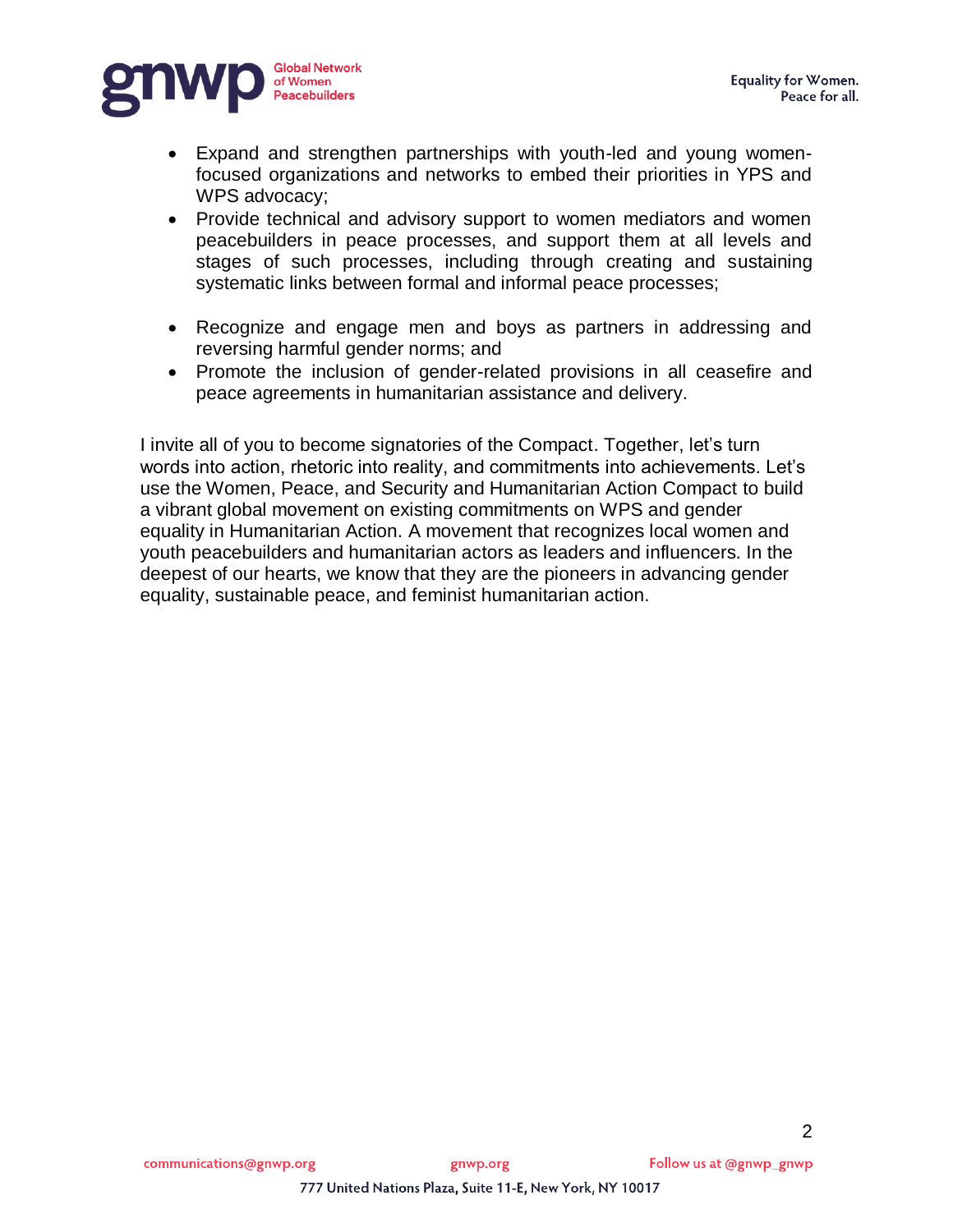- Expand and strengthen partnerships with youth-led and young women-focused organizations and networks to embed their priorities in YPS and WPS advocacy;
- Provide technical and advisory support to women mediators and women peacebuilders in peace processes, and support them at all levels and stages of such processes, including through creating and sustaining systematic links between formal and informal peace processes;
- Recognize and engage men and boys as partners in addressing and reversing harmful gender norms; and
- Promote the inclusion of gender-related provisions in all ceasefire and peace agreements in humanitarian assistance and delivery.

I invite all of you to become signatories of the Compact. Together, let's turn words into action, rhetoric into reality, and commitments into achievements. Let's use the Women, Peace, and Security and Humanitarian Action Compact to build a vibrant global movement on existing commitments on WPS and gender equality in Humanitarian Action. A movement that recognizes local women and youth peacebuilders and humanitarian actors as leaders and influencers. In the deepest of our hearts, we know that they are the pioneers in advancing gender equality, sustainable peace, and feminist humanitarian action.